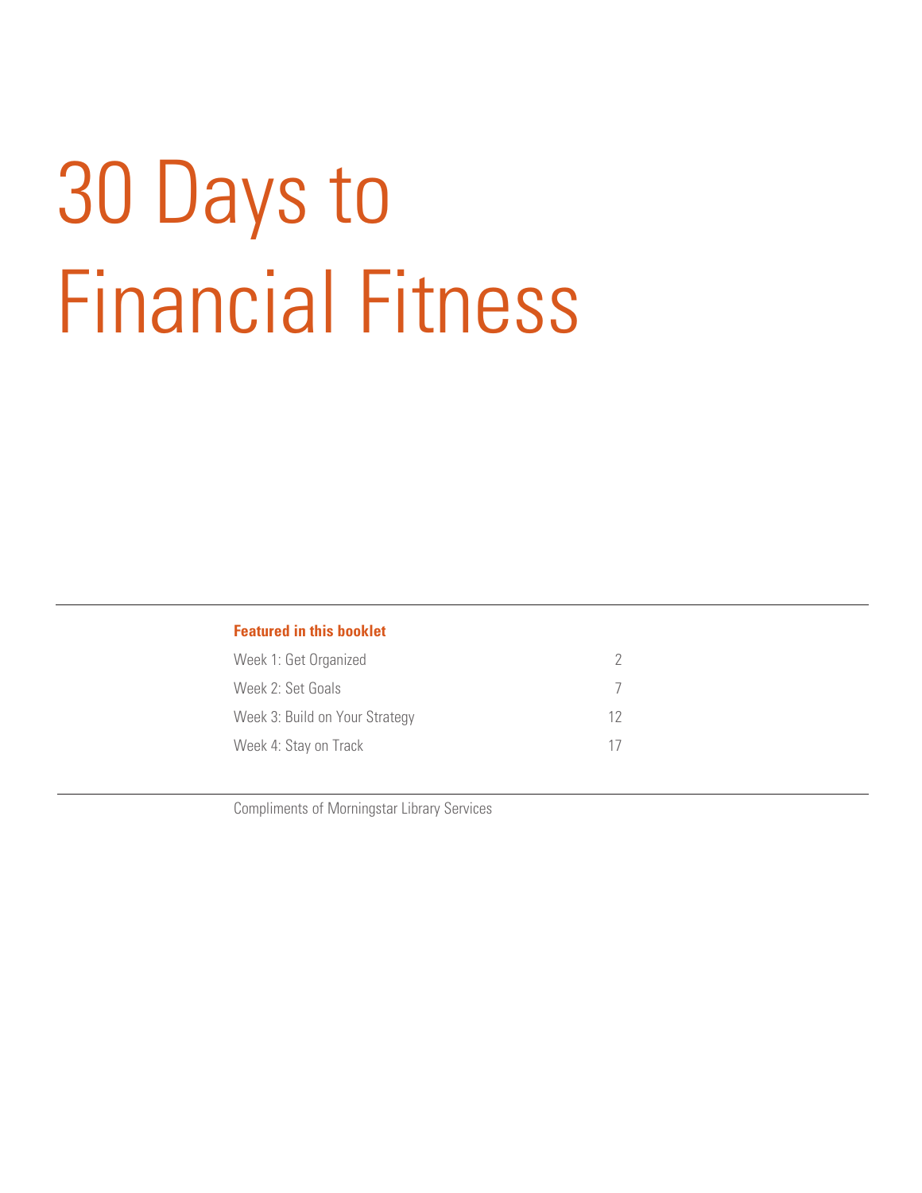# 30 Days to Financial Fitness

**Featured in this booklet**

| | |
|---|---|
| Week 1: Get Organized | 2 |
| Week 2: Set Goals | 7 |
| Week 3: Build on Your Strategy | 12 |
| Week 4: Stay on Track | 17 |

Compliments of Morningstar Library Services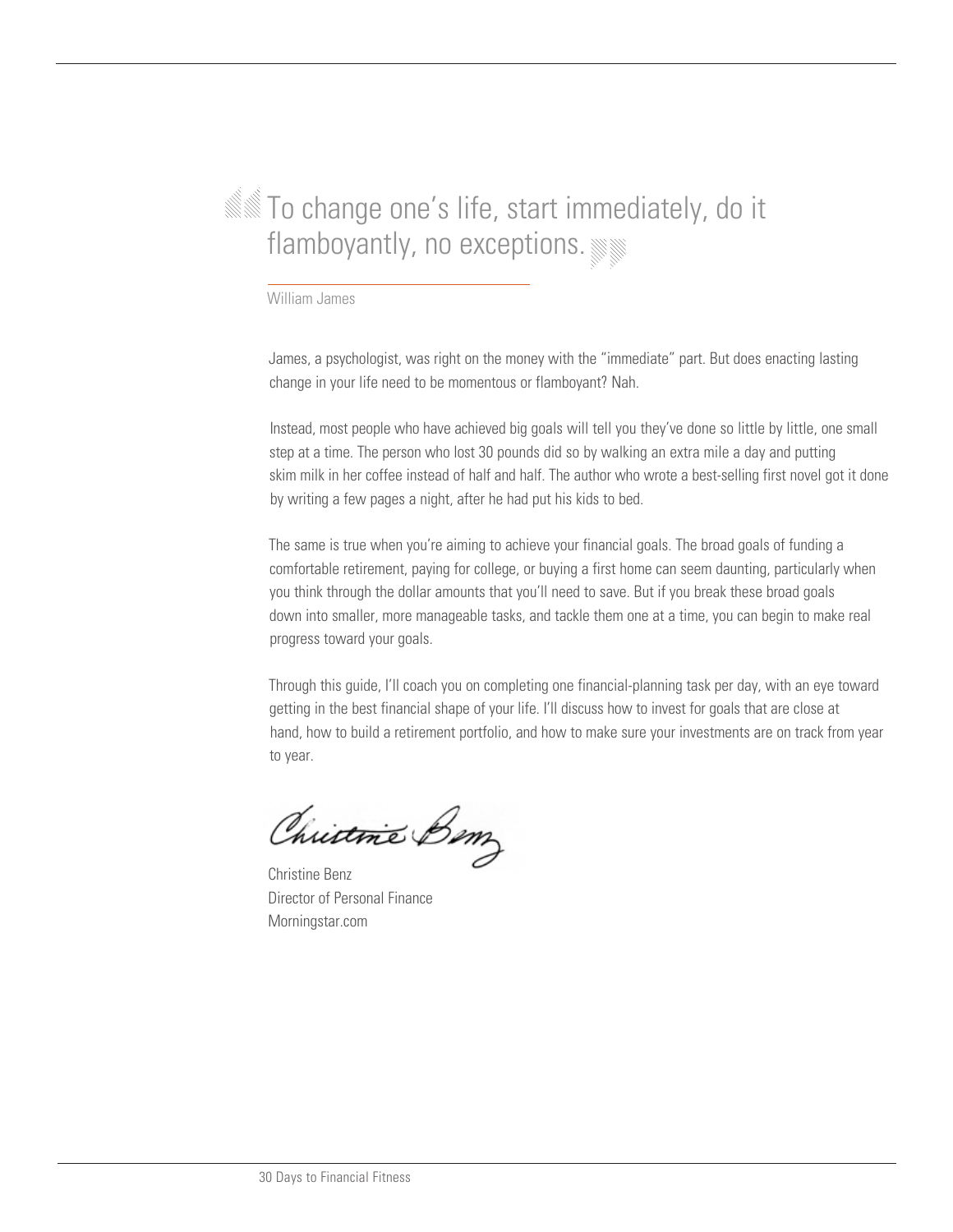> To change one's life, start immediately, do it flamboyantly, no exceptions.

William James

James, a psychologist, was right on the money with the "immediate" part. But does enacting lasting change in your life need to be momentous or flamboyant? Nah.

Instead, most people who have achieved big goals will tell you they've done so little by little, one small step at a time. The person who lost 30 pounds did so by walking an extra mile a day and putting skim milk in her coffee instead of half and half. The author who wrote a best-selling first novel got it done by writing a few pages a night, after he had put his kids to bed.

The same is true when you're aiming to achieve your financial goals. The broad goals of funding a comfortable retirement, paying for college, or buying a first home can seem daunting, particularly when you think through the dollar amounts that you'll need to save. But if you break these broad goals down into smaller, more manageable tasks, and tackle them one at a time, you can begin to make real progress toward your goals.

Through this guide, I'll coach you on completing one financial-planning task per day, with an eye toward getting in the best financial shape of your life. I'll discuss how to invest for goals that are close at hand, how to build a retirement portfolio, and how to make sure your investments are on track from year to year.

Christine Benz
Director of Personal Finance
Morningstar.com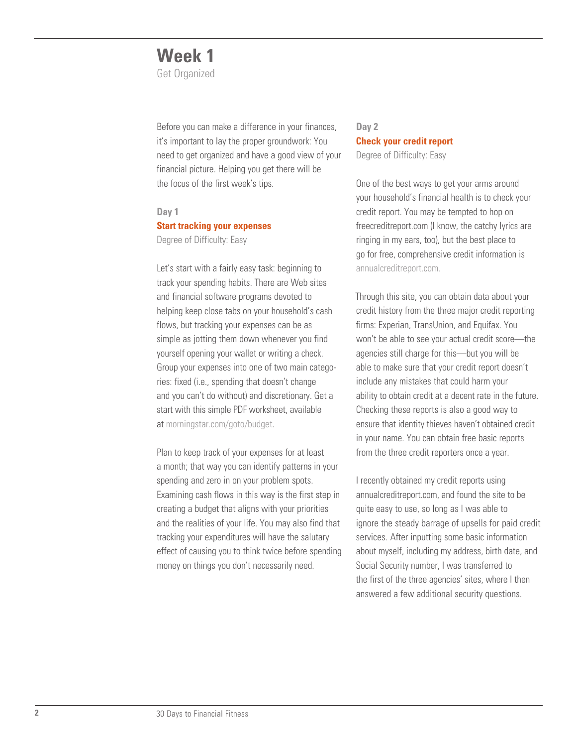# Week 1

Get Organized

Before you can make a difference in your finances, it's important to lay the proper groundwork: You need to get organized and have a good view of your financial picture. Helping you get there will be the focus of the first week's tips.

### Day 1

**Start tracking your expenses**

Degree of Difficulty: Easy

Let's start with a fairly easy task: beginning to track your spending habits. There are Web sites and financial software programs devoted to helping keep close tabs on your household's cash flows, but tracking your expenses can be as simple as jotting them down whenever you find yourself opening your wallet or writing a check. Group your expenses into one of two main categories: fixed (i.e., spending that doesn't change and you can't do without) and discretionary. Get a start with this simple PDF worksheet, available at morningstar.com/goto/budget.

Plan to keep track of your expenses for at least a month; that way you can identify patterns in your spending and zero in on your problem spots. Examining cash flows in this way is the first step in creating a budget that aligns with your priorities and the realities of your life. You may also find that tracking your expenditures will have the salutary effect of causing you to think twice before spending money on things you don't necessarily need.

### Day 2

**Check your credit report**

Degree of Difficulty: Easy

One of the best ways to get your arms around your household's financial health is to check your credit report. You may be tempted to hop on freecreditreport.com (I know, the catchy lyrics are ringing in my ears, too), but the best place to go for free, comprehensive credit information is annualcreditreport.com.

Through this site, you can obtain data about your credit history from the three major credit reporting firms: Experian, TransUnion, and Equifax. You won't be able to see your actual credit score—the agencies still charge for this—but you will be able to make sure that your credit report doesn't include any mistakes that could harm your ability to obtain credit at a decent rate in the future. Checking these reports is also a good way to ensure that identity thieves haven't obtained credit in your name. You can obtain free basic reports from the three credit reporters once a year.

I recently obtained my credit reports using annualcreditreport.com, and found the site to be quite easy to use, so long as I was able to ignore the steady barrage of upsells for paid credit services. After inputting some basic information about myself, including my address, birth date, and Social Security number, I was transferred to the first of the three agencies' sites, where I then answered a few additional security questions.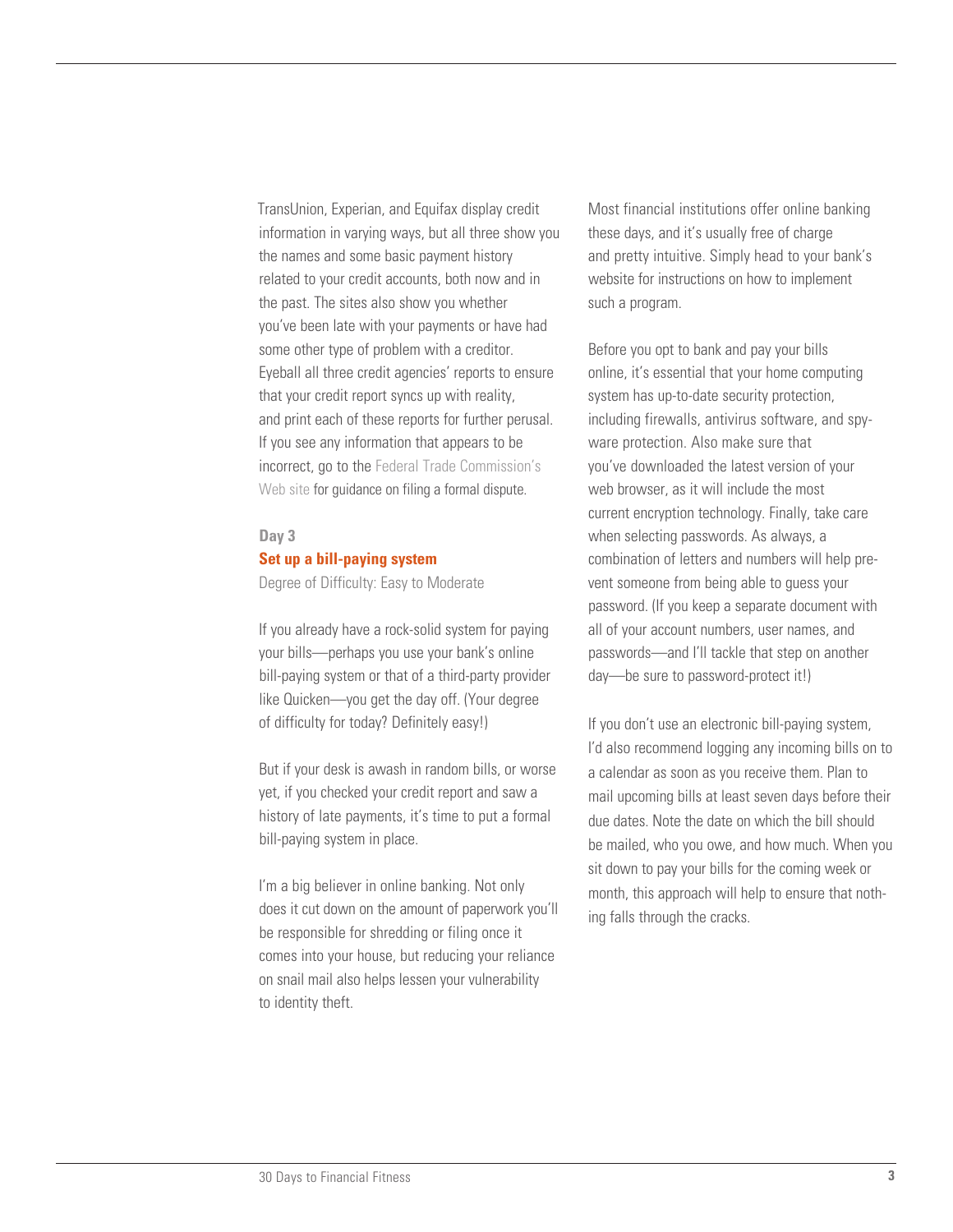TransUnion, Experian, and Equifax display credit information in varying ways, but all three show you the names and some basic payment history related to your credit accounts, both now and in the past. The sites also show you whether you've been late with your payments or have had some other type of problem with a creditor. Eyeball all three credit agencies' reports to ensure that your credit report syncs up with reality, and print each of these reports for further perusal. If you see any information that appears to be incorrect, go to the Federal Trade Commission's Web site for guidance on filing a formal dispute.

### Day 3

### Set up a bill-paying system

Degree of Difficulty: Easy to Moderate

If you already have a rock-solid system for paying your bills—perhaps you use your bank's online bill-paying system or that of a third-party provider like Quicken—you get the day off. (Your degree of difficulty for today? Definitely easy!)

But if your desk is awash in random bills, or worse yet, if you checked your credit report and saw a history of late payments, it's time to put a formal bill-paying system in place.

I'm a big believer in online banking. Not only does it cut down on the amount of paperwork you'll be responsible for shredding or filing once it comes into your house, but reducing your reliance on snail mail also helps lessen your vulnerability to identity theft.

Most financial institutions offer online banking these days, and it's usually free of charge and pretty intuitive. Simply head to your bank's website for instructions on how to implement such a program.

Before you opt to bank and pay your bills online, it's essential that your home computing system has up-to-date security protection, including firewalls, antivirus software, and spyware protection. Also make sure that you've downloaded the latest version of your web browser, as it will include the most current encryption technology. Finally, take care when selecting passwords. As always, a combination of letters and numbers will help prevent someone from being able to guess your password. (If you keep a separate document with all of your account numbers, user names, and passwords—and I'll tackle that step on another day—be sure to password-protect it!)

If you don't use an electronic bill-paying system, I'd also recommend logging any incoming bills on to a calendar as soon as you receive them. Plan to mail upcoming bills at least seven days before their due dates. Note the date on which the bill should be mailed, who you owe, and how much. When you sit down to pay your bills for the coming week or month, this approach will help to ensure that nothing falls through the cracks.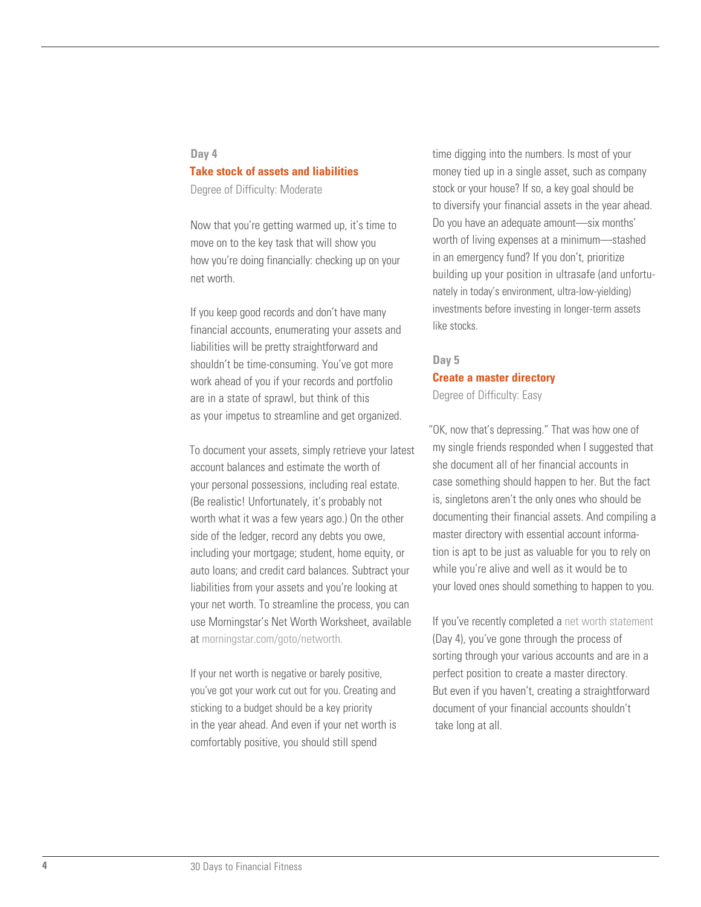**Day 4**

## Take stock of assets and liabilities

Degree of Difficulty: Moderate

Now that you're getting warmed up, it's time to move on to the key task that will show you how you're doing financially: checking up on your net worth.

If you keep good records and don't have many financial accounts, enumerating your assets and liabilities will be pretty straightforward and shouldn't be time-consuming. You've got more work ahead of you if your records and portfolio are in a state of sprawl, but think of this as your impetus to streamline and get organized.

To document your assets, simply retrieve your latest account balances and estimate the worth of your personal possessions, including real estate. (Be realistic! Unfortunately, it's probably not worth what it was a few years ago.) On the other side of the ledger, record any debts you owe, including your mortgage; student, home equity, or auto loans; and credit card balances. Subtract your liabilities from your assets and you're looking at your net worth. To streamline the process, you can use Morningstar's Net Worth Worksheet, available at morningstar.com/goto/networth.

If your net worth is negative or barely positive, you've got your work cut out for you. Creating and sticking to a budget should be a key priority in the year ahead. And even if your net worth is comfortably positive, you should still spend time digging into the numbers. Is most of your money tied up in a single asset, such as company stock or your house? If so, a key goal should be to diversify your financial assets in the year ahead. Do you have an adequate amount—six months' worth of living expenses at a minimum—stashed in an emergency fund? If you don't, prioritize building up your position in ultrasafe (and unfortunately in today's environment, ultra-low-yielding) investments before investing in longer-term assets like stocks.

**Day 5**

## Create a master directory

Degree of Difficulty: Easy

"OK, now that's depressing." That was how one of my single friends responded when I suggested that she document all of her financial accounts in case something should happen to her. But the fact is, singletons aren't the only ones who should be documenting their financial assets. And compiling a master directory with essential account information is apt to be just as valuable for you to rely on while you're alive and well as it would be to your loved ones should something to happen to you.

If you've recently completed a net worth statement (Day 4), you've gone through the process of sorting through your various accounts and are in a perfect position to create a master directory. But even if you haven't, creating a straightforward document of your financial accounts shouldn't take long at all.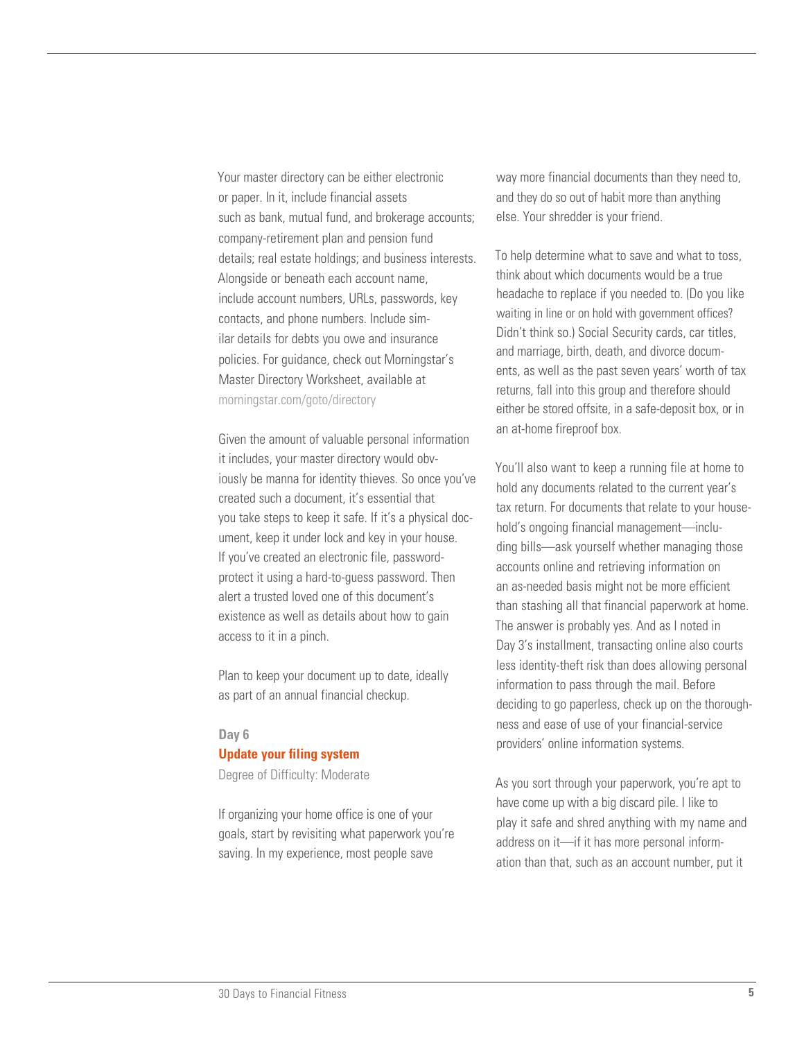Your master directory can be either electronic or paper. In it, include financial assets such as bank, mutual fund, and brokerage accounts; company-retirement plan and pension fund details; real estate holdings; and business interests. Alongside or beneath each account name, include account numbers, URLs, passwords, key contacts, and phone numbers. Include similar details for debts you owe and insurance policies. For guidance, check out Morningstar's Master Directory Worksheet, available at morningstar.com/goto/directory

Given the amount of valuable personal information it includes, your master directory would obviously be manna for identity thieves. So once you've created such a document, it's essential that you take steps to keep it safe. If it's a physical document, keep it under lock and key in your house. If you've created an electronic file, password-protect it using a hard-to-guess password. Then alert a trusted loved one of this document's existence as well as details about how to gain access to it in a pinch.

Plan to keep your document up to date, ideally as part of an annual financial checkup.

**Day 6**

## Update your filing system

Degree of Difficulty: Moderate

If organizing your home office is one of your goals, start by revisiting what paperwork you're saving. In my experience, most people save way more financial documents than they need to, and they do so out of habit more than anything else. Your shredder is your friend.

To help determine what to save and what to toss, think about which documents would be a true headache to replace if you needed to. (Do you like waiting in line or on hold with government offices? Didn't think so.) Social Security cards, car titles, and marriage, birth, death, and divorce documents, as well as the past seven years' worth of tax returns, fall into this group and therefore should either be stored offsite, in a safe-deposit box, or in an at-home fireproof box.

You'll also want to keep a running file at home to hold any documents related to the current year's tax return. For documents that relate to your household's ongoing financial management—including bills—ask yourself whether managing those accounts online and retrieving information on an as-needed basis might not be more efficient than stashing all that financial paperwork at home. The answer is probably yes. And as I noted in Day 3's installment, transacting online also courts less identity-theft risk than does allowing personal information to pass through the mail. Before deciding to go paperless, check up on the thoroughness and ease of use of your financial-service providers' online information systems.

As you sort through your paperwork, you're apt to have come up with a big discard pile. I like to play it safe and shred anything with my name and address on it—if it has more personal information than that, such as an account number, put it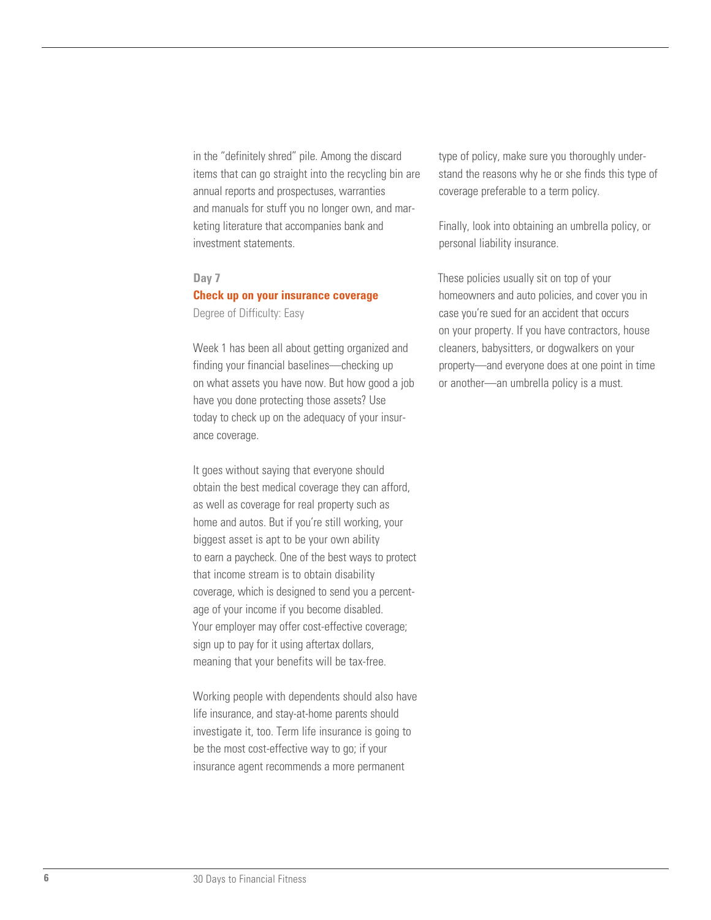in the "definitely shred" pile. Among the discard items that can go straight into the recycling bin are annual reports and prospectuses, warranties and manuals for stuff you no longer own, and marketing literature that accompanies bank and investment statements.

**Day 7**

## Check up on your insurance coverage

Degree of Difficulty: Easy

Week 1 has been all about getting organized and finding your financial baselines—checking up on what assets you have now. But how good a job have you done protecting those assets? Use today to check up on the adequacy of your insurance coverage.

It goes without saying that everyone should obtain the best medical coverage they can afford, as well as coverage for real property such as home and autos. But if you're still working, your biggest asset is apt to be your own ability to earn a paycheck. One of the best ways to protect that income stream is to obtain disability coverage, which is designed to send you a percentage of your income if you become disabled. Your employer may offer cost-effective coverage; sign up to pay for it using aftertax dollars, meaning that your benefits will be tax-free.

Working people with dependents should also have life insurance, and stay-at-home parents should investigate it, too. Term life insurance is going to be the most cost-effective way to go; if your insurance agent recommends a more permanent type of policy, make sure you thoroughly understand the reasons why he or she finds this type of coverage preferable to a term policy.

Finally, look into obtaining an umbrella policy, or personal liability insurance.

These policies usually sit on top of your homeowners and auto policies, and cover you in case you're sued for an accident that occurs on your property. If you have contractors, house cleaners, babysitters, or dogwalkers on your property—and everyone does at one point in time or another—an umbrella policy is a must.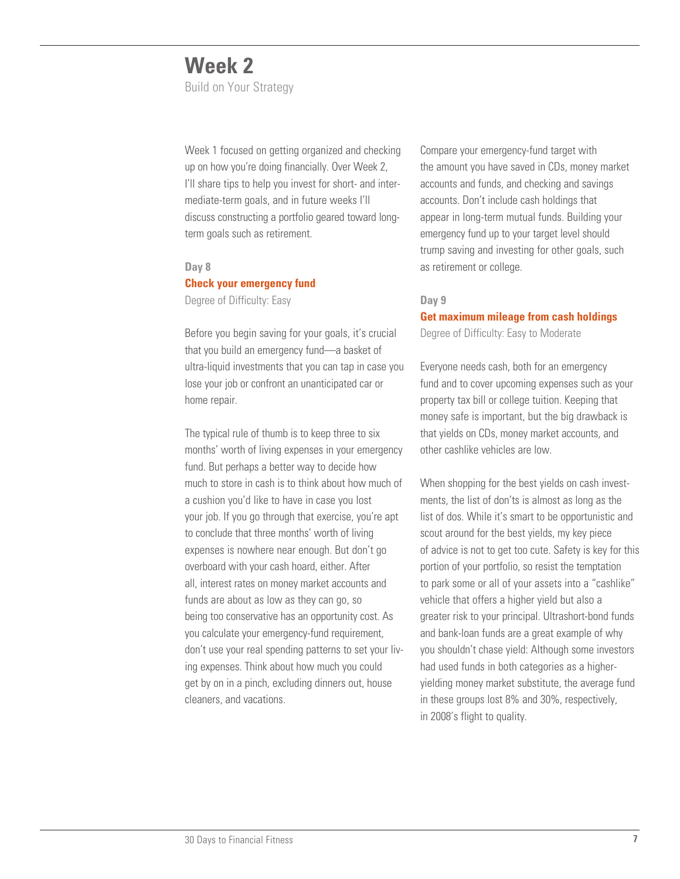# Week 2

Build on Your Strategy

Week 1 focused on getting organized and checking up on how you're doing financially. Over Week 2, I'll share tips to help you invest for short- and intermediate-term goals, and in future weeks I'll discuss constructing a portfolio geared toward long-term goals such as retirement.

### Day 8

## Check your emergency fund

Degree of Difficulty: Easy

Before you begin saving for your goals, it's crucial that you build an emergency fund—a basket of ultra-liquid investments that you can tap in case you lose your job or confront an unanticipated car or home repair.

The typical rule of thumb is to keep three to six months' worth of living expenses in your emergency fund. But perhaps a better way to decide how much to store in cash is to think about how much of a cushion you'd like to have in case you lost your job. If you go through that exercise, you're apt to conclude that three months' worth of living expenses is nowhere near enough. But don't go overboard with your cash hoard, either. After all, interest rates on money market accounts and funds are about as low as they can go, so being too conservative has an opportunity cost. As you calculate your emergency-fund requirement, don't use your real spending patterns to set your living expenses. Think about how much you could get by on in a pinch, excluding dinners out, house cleaners, and vacations.

Compare your emergency-fund target with the amount you have saved in CDs, money market accounts and funds, and checking and savings accounts. Don't include cash holdings that appear in long-term mutual funds. Building your emergency fund up to your target level should trump saving and investing for other goals, such as retirement or college.

### Day 9

## Get maximum mileage from cash holdings

Degree of Difficulty: Easy to Moderate

Everyone needs cash, both for an emergency fund and to cover upcoming expenses such as your property tax bill or college tuition. Keeping that money safe is important, but the big drawback is that yields on CDs, money market accounts, and other cashlike vehicles are low.

When shopping for the best yields on cash investments, the list of don'ts is almost as long as the list of dos. While it's smart to be opportunistic and scout around for the best yields, my key piece of advice is not to get too cute. Safety is key for this portion of your portfolio, so resist the temptation to park some or all of your assets into a "cashlike" vehicle that offers a higher yield but also a greater risk to your principal. Ultrashort-bond funds and bank-loan funds are a great example of why you shouldn't chase yield: Although some investors had used funds in both categories as a higher-yielding money market substitute, the average fund in these groups lost 8% and 30%, respectively, in 2008's flight to quality.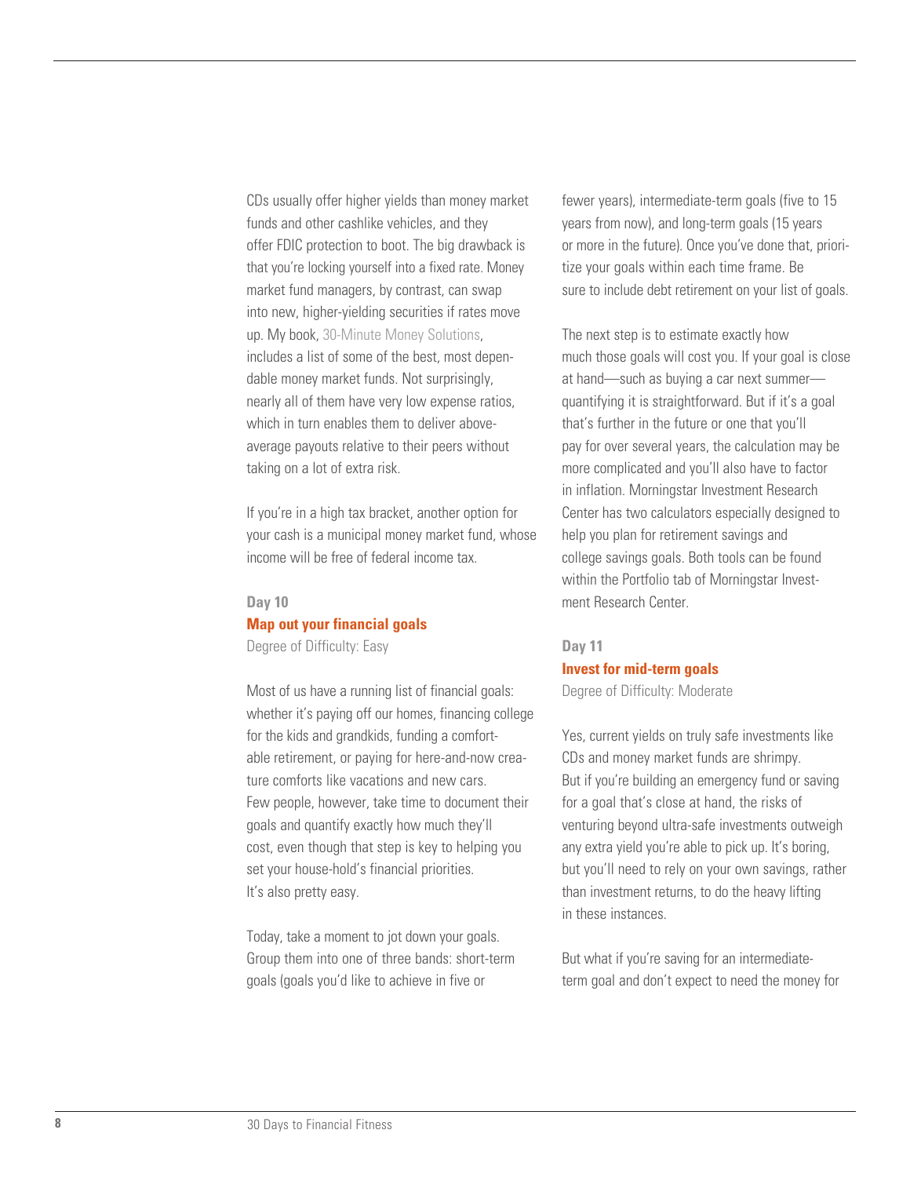CDs usually offer higher yields than money market funds and other cashlike vehicles, and they offer FDIC protection to boot. The big drawback is that you're locking yourself into a fixed rate. Money market fund managers, by contrast, can swap into new, higher-yielding securities if rates move up. My book, 30-Minute Money Solutions, includes a list of some of the best, most dependable money market funds. Not surprisingly, nearly all of them have very low expense ratios, which in turn enables them to deliver above-average payouts relative to their peers without taking on a lot of extra risk.

If you're in a high tax bracket, another option for your cash is a municipal money market fund, whose income will be free of federal income tax.

**Day 10**

### Map out your financial goals

Degree of Difficulty: Easy

Most of us have a running list of financial goals: whether it's paying off our homes, financing college for the kids and grandkids, funding a comfortable retirement, or paying for here-and-now creature comforts like vacations and new cars. Few people, however, take time to document their goals and quantify exactly how much they'll cost, even though that step is key to helping you set your house-hold's financial priorities. It's also pretty easy.

Today, take a moment to jot down your goals. Group them into one of three bands: short-term goals (goals you'd like to achieve in five or fewer years), intermediate-term goals (five to 15 years from now), and long-term goals (15 years or more in the future). Once you've done that, prioritize your goals within each time frame. Be sure to include debt retirement on your list of goals.

The next step is to estimate exactly how much those goals will cost you. If your goal is close at hand—such as buying a car next summer—quantifying it is straightforward. But if it's a goal that's further in the future or one that you'll pay for over several years, the calculation may be more complicated and you'll also have to factor in inflation. Morningstar Investment Research Center has two calculators especially designed to help you plan for retirement savings and college savings goals. Both tools can be found within the Portfolio tab of Morningstar Investment Research Center.

**Day 11**

### Invest for mid-term goals

Degree of Difficulty: Moderate

Yes, current yields on truly safe investments like CDs and money market funds are shrimpy. But if you're building an emergency fund or saving for a goal that's close at hand, the risks of venturing beyond ultra-safe investments outweigh any extra yield you're able to pick up. It's boring, but you'll need to rely on your own savings, rather than investment returns, to do the heavy lifting in these instances.

But what if you're saving for an intermediate-term goal and don't expect to need the money for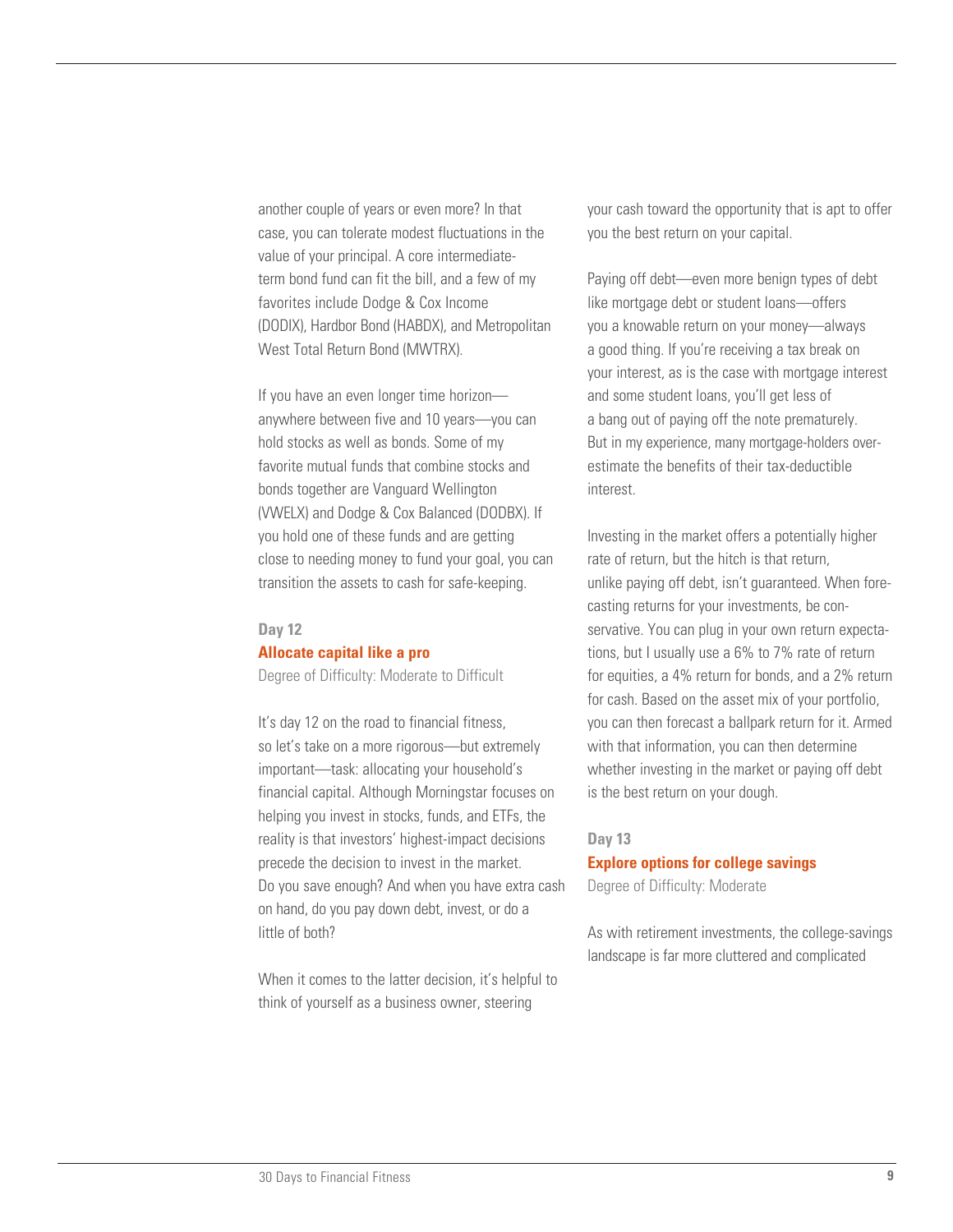another couple of years or even more? In that case, you can tolerate modest fluctuations in the value of your principal. A core intermediate-term bond fund can fit the bill, and a few of my favorites include Dodge & Cox Income (DODIX), Hardbor Bond (HABDX), and Metropolitan West Total Return Bond (MWTRX).

If you have an even longer time horizon—anywhere between five and 10 years—you can hold stocks as well as bonds. Some of my favorite mutual funds that combine stocks and bonds together are Vanguard Wellington (VWELX) and Dodge & Cox Balanced (DODBX). If you hold one of these funds and are getting close to needing money to fund your goal, you can transition the assets to cash for safe-keeping.

## Day 12
### Allocate capital like a pro

Degree of Difficulty: Moderate to Difficult

It's day 12 on the road to financial fitness, so let's take on a more rigorous—but extremely important—task: allocating your household's financial capital. Although Morningstar focuses on helping you invest in stocks, funds, and ETFs, the reality is that investors' highest-impact decisions precede the decision to invest in the market. Do you save enough? And when you have extra cash on hand, do you pay down debt, invest, or do a little of both?

When it comes to the latter decision, it's helpful to think of yourself as a business owner, steering your cash toward the opportunity that is apt to offer you the best return on your capital.

Paying off debt—even more benign types of debt like mortgage debt or student loans—offers you a knowable return on your money—always a good thing. If you're receiving a tax break on your interest, as is the case with mortgage interest and some student loans, you'll get less of a bang out of paying off the note prematurely. But in my experience, many mortgage-holders overestimate the benefits of their tax-deductible interest.

Investing in the market offers a potentially higher rate of return, but the hitch is that return, unlike paying off debt, isn't guaranteed. When forecasting returns for your investments, be conservative. You can plug in your own return expectations, but I usually use a 6% to 7% rate of return for equities, a 4% return for bonds, and a 2% return for cash. Based on the asset mix of your portfolio, you can then forecast a ballpark return for it. Armed with that information, you can then determine whether investing in the market or paying off debt is the best return on your dough.

## Day 13
### Explore options for college savings

Degree of Difficulty: Moderate

As with retirement investments, the college-savings landscape is far more cluttered and complicated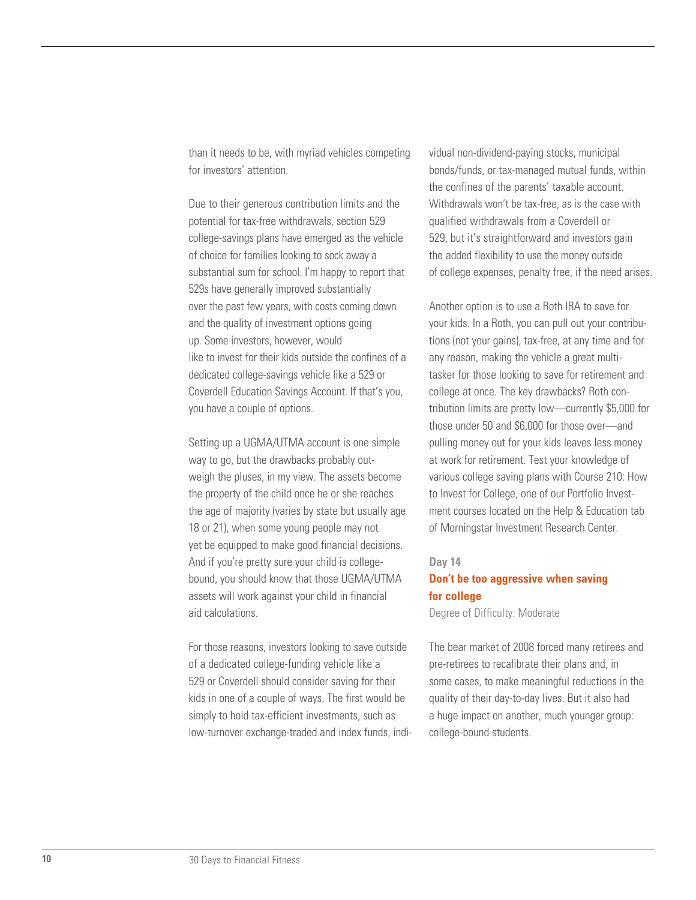than it needs to be, with myriad vehicles competing for investors' attention.

Due to their generous contribution limits and the potential for tax-free withdrawals, section 529 college-savings plans have emerged as the vehicle of choice for families looking to sock away a substantial sum for school. I'm happy to report that 529s have generally improved substantially over the past few years, with costs coming down and the quality of investment options going up. Some investors, however, would like to invest for their kids outside the confines of a dedicated college-savings vehicle like a 529 or Coverdell Education Savings Account. If that's you, you have a couple of options.

Setting up a UGMA/UTMA account is one simple way to go, but the drawbacks probably outweigh the pluses, in my view. The assets become the property of the child once he or she reaches the age of majority (varies by state but usually age 18 or 21), when some young people may not yet be equipped to make good financial decisions. And if you're pretty sure your child is college-bound, you should know that those UGMA/UTMA assets will work against your child in financial aid calculations.

For those reasons, investors looking to save outside of a dedicated college-funding vehicle like a 529 or Coverdell should consider saving for their kids in one of a couple of ways. The first would be simply to hold tax-efficient investments, such as low-turnover exchange-traded and index funds, individual non-dividend-paying stocks, municipal bonds/funds, or tax-managed mutual funds, within the confines of the parents' taxable account. Withdrawals won't be tax-free, as is the case with qualified withdrawals from a Coverdell or 529, but it's straightforward and investors gain the added flexibility to use the money outside of college expenses, penalty free, if the need arises.

Another option is to use a Roth IRA to save for your kids. In a Roth, you can pull out your contributions (not your gains), tax-free, at any time and for any reason, making the vehicle a great multitasker for those looking to save for retirement and college at once. The key drawbacks? Roth contribution limits are pretty low—currently $5,000 for those under 50 and $6,000 for those over—and pulling money out for your kids leaves less money at work for retirement. Test your knowledge of various college saving plans with Course 210: How to Invest for College, one of our Portfolio Investment courses located on the Help & Education tab of Morningstar Investment Research Center.

**Day 14**

## Don't be too aggressive when saving for college

Degree of Difficulty: Moderate

The bear market of 2008 forced many retirees and pre-retirees to recalibrate their plans and, in some cases, to make meaningful reductions in the quality of their day-to-day lives. But it also had a huge impact on another, much younger group: college-bound students.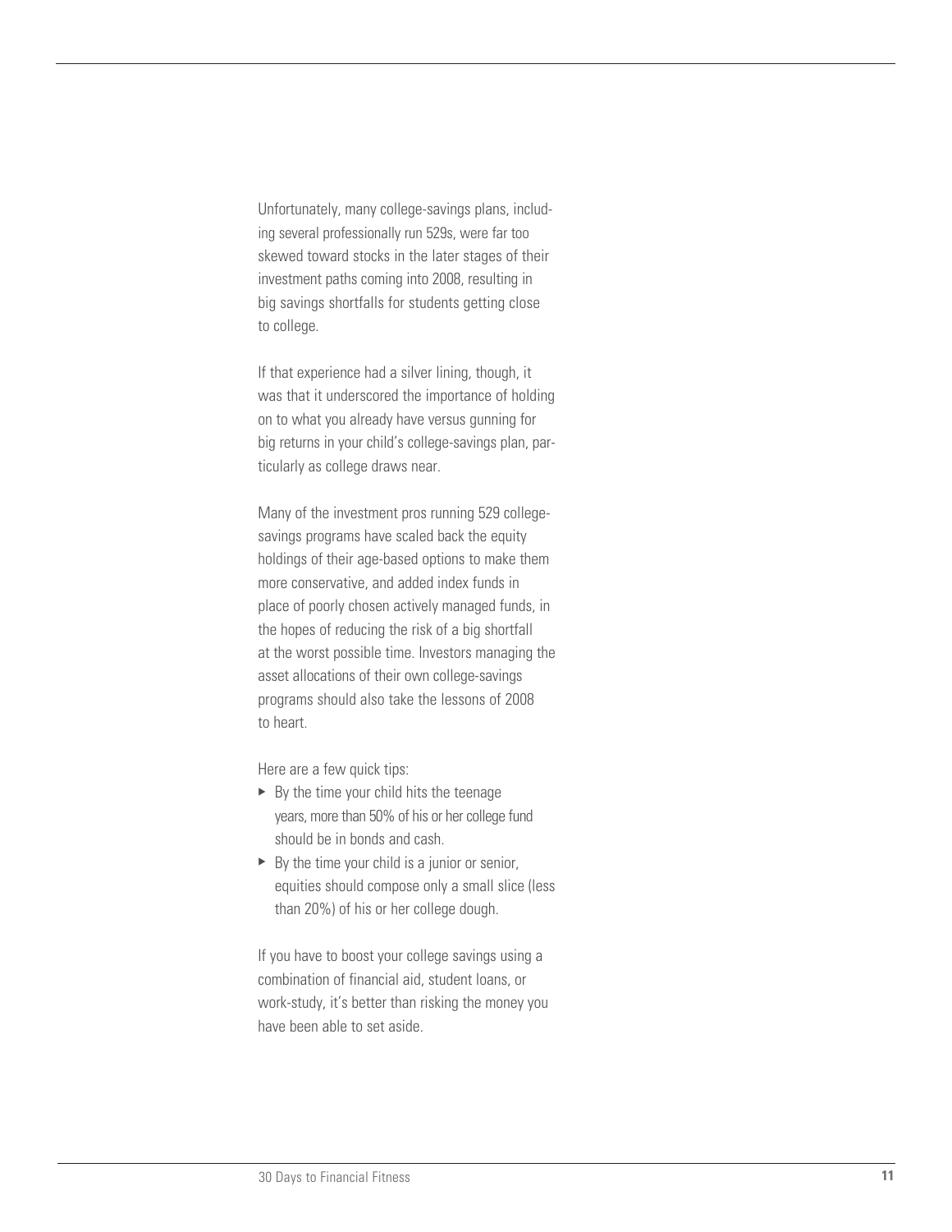Unfortunately, many college-savings plans, including several professionally run 529s, were far too skewed toward stocks in the later stages of their investment paths coming into 2008, resulting in big savings shortfalls for students getting close to college.

If that experience had a silver lining, though, it was that it underscored the importance of holding on to what you already have versus gunning for big returns in your child's college-savings plan, particularly as college draws near.

Many of the investment pros running 529 college-savings programs have scaled back the equity holdings of their age-based options to make them more conservative, and added index funds in place of poorly chosen actively managed funds, in the hopes of reducing the risk of a big shortfall at the worst possible time. Investors managing the asset allocations of their own college-savings programs should also take the lessons of 2008 to heart.

Here are a few quick tips:

- By the time your child hits the teenage years, more than 50% of his or her college fund should be in bonds and cash.
- By the time your child is a junior or senior, equities should compose only a small slice (less than 20%) of his or her college dough.

If you have to boost your college savings using a combination of financial aid, student loans, or work-study, it's better than risking the money you have been able to set aside.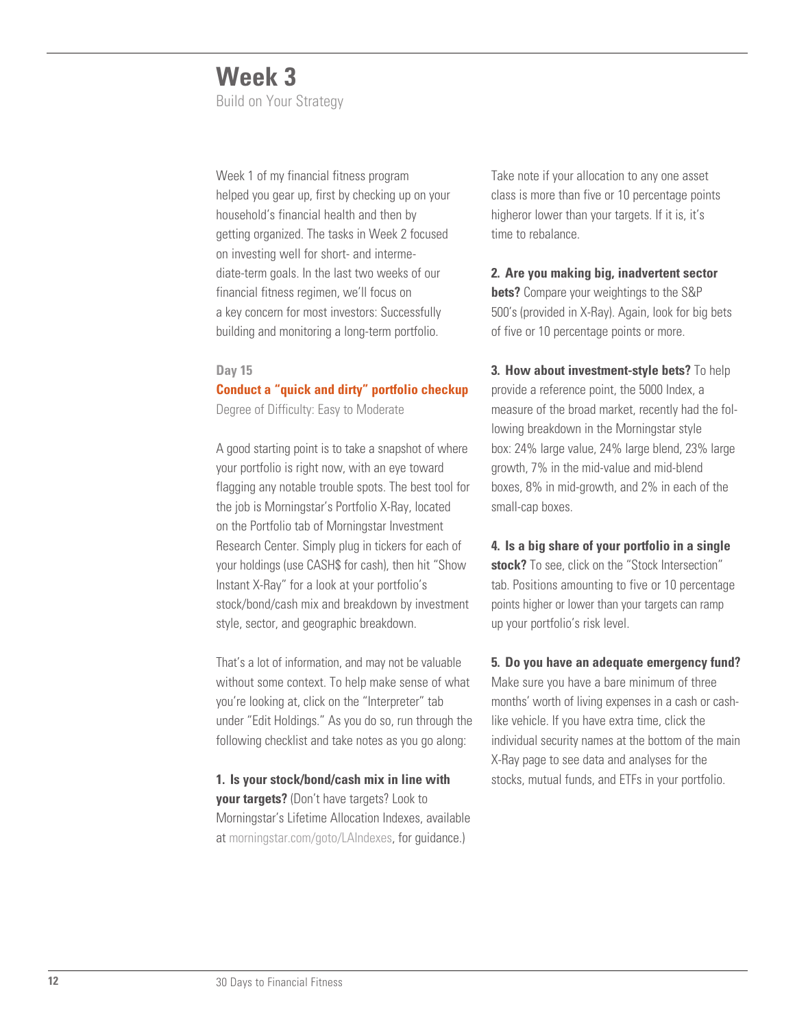# Week 3

Build on Your Strategy

Week 1 of my financial fitness program helped you gear up, first by checking up on your household's financial health and then by getting organized. The tasks in Week 2 focused on investing well for short- and intermediate-term goals. In the last two weeks of our financial fitness regimen, we'll focus on a key concern for most investors: Successfully building and monitoring a long-term portfolio.

### Day 15

### Conduct a "quick and dirty" portfolio checkup

Degree of Difficulty: Easy to Moderate

A good starting point is to take a snapshot of where your portfolio is right now, with an eye toward flagging any notable trouble spots. The best tool for the job is Morningstar's Portfolio X-Ray, located on the Portfolio tab of Morningstar Investment Research Center. Simply plug in tickers for each of your holdings (use CASH$ for cash), then hit "Show Instant X-Ray" for a look at your portfolio's stock/bond/cash mix and breakdown by investment style, sector, and geographic breakdown.

That's a lot of information, and may not be valuable without some context. To help make sense of what you're looking at, click on the "Interpreter" tab under "Edit Holdings." As you do so, run through the following checklist and take notes as you go along:

**1. Is your stock/bond/cash mix in line with your targets?** (Don't have targets? Look to Morningstar's Lifetime Allocation Indexes, available at morningstar.com/goto/LAIndexes, for guidance.) Take note if your allocation to any one asset class is more than five or 10 percentage points higheror lower than your targets. If it is, it's time to rebalance.

**2. Are you making big, inadvertent sector bets?** Compare your weightings to the S&P 500's (provided in X-Ray). Again, look for big bets of five or 10 percentage points or more.

**3. How about investment-style bets?** To help provide a reference point, the 5000 Index, a measure of the broad market, recently had the following breakdown in the Morningstar style box: 24% large value, 24% large blend, 23% large growth, 7% in the mid-value and mid-blend boxes, 8% in mid-growth, and 2% in each of the small-cap boxes.

**4. Is a big share of your portfolio in a single stock?** To see, click on the "Stock Intersection" tab. Positions amounting to five or 10 percentage points higher or lower than your targets can ramp up your portfolio's risk level.

**5. Do you have an adequate emergency fund?** Make sure you have a bare minimum of three months' worth of living expenses in a cash or cash-like vehicle. If you have extra time, click the individual security names at the bottom of the main X-Ray page to see data and analyses for the stocks, mutual funds, and ETFs in your portfolio.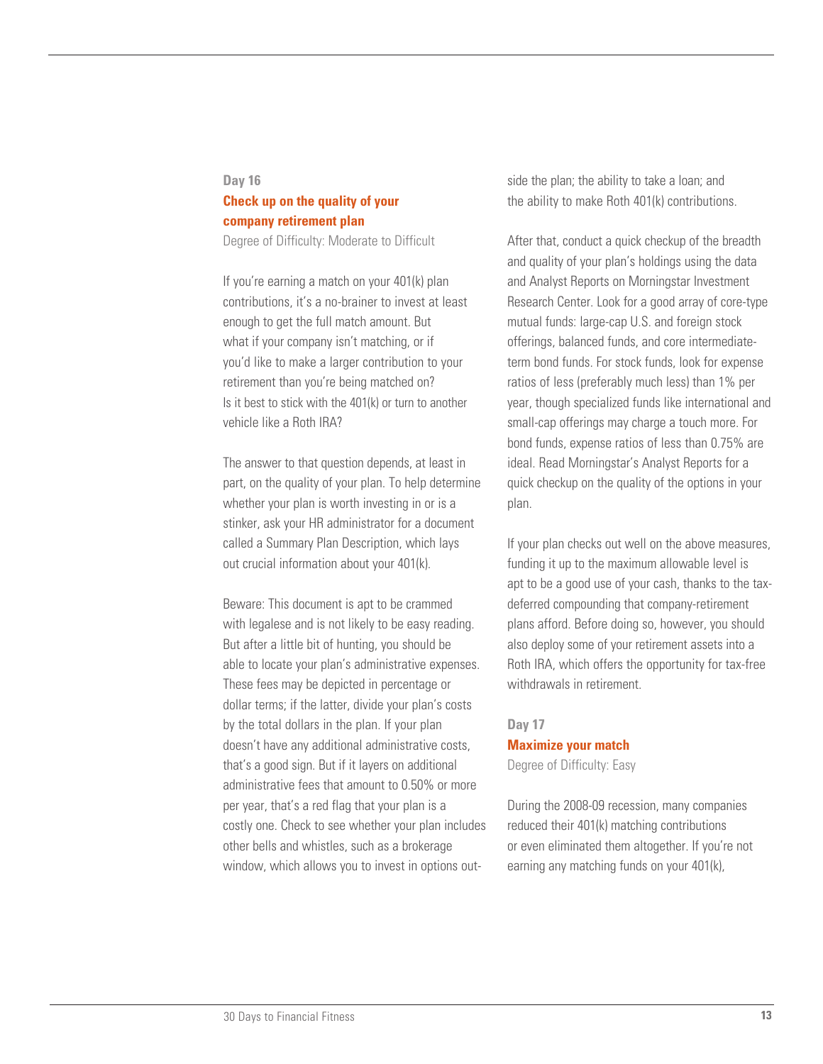## Day 16

### Check up on the quality of your company retirement plan

Degree of Difficulty: Moderate to Difficult

If you're earning a match on your 401(k) plan contributions, it's a no-brainer to invest at least enough to get the full match amount. But what if your company isn't matching, or if you'd like to make a larger contribution to your retirement than you're being matched on? Is it best to stick with the 401(k) or turn to another vehicle like a Roth IRA?

The answer to that question depends, at least in part, on the quality of your plan. To help determine whether your plan is worth investing in or is a stinker, ask your HR administrator for a document called a Summary Plan Description, which lays out crucial information about your 401(k).

Beware: This document is apt to be crammed with legalese and is not likely to be easy reading. But after a little bit of hunting, you should be able to locate your plan's administrative expenses. These fees may be depicted in percentage or dollar terms; if the latter, divide your plan's costs by the total dollars in the plan. If your plan doesn't have any additional administrative costs, that's a good sign. But if it layers on additional administrative fees that amount to 0.50% or more per year, that's a red flag that your plan is a costly one. Check to see whether your plan includes other bells and whistles, such as a brokerage window, which allows you to invest in options outside the plan; the ability to take a loan; and the ability to make Roth 401(k) contributions.

After that, conduct a quick checkup of the breadth and quality of your plan's holdings using the data and Analyst Reports on Morningstar Investment Research Center. Look for a good array of core-type mutual funds: large-cap U.S. and foreign stock offerings, balanced funds, and core intermediate-term bond funds. For stock funds, look for expense ratios of less (preferably much less) than 1% per year, though specialized funds like international and small-cap offerings may charge a touch more. For bond funds, expense ratios of less than 0.75% are ideal. Read Morningstar's Analyst Reports for a quick checkup on the quality of the options in your plan.

If your plan checks out well on the above measures, funding it up to the maximum allowable level is apt to be a good use of your cash, thanks to the tax-deferred compounding that company-retirement plans afford. Before doing so, however, you should also deploy some of your retirement assets into a Roth IRA, which offers the opportunity for tax-free withdrawals in retirement.

## Day 17

### Maximize your match

Degree of Difficulty: Easy

During the 2008-09 recession, many companies reduced their 401(k) matching contributions or even eliminated them altogether. If you're not earning any matching funds on your 401(k),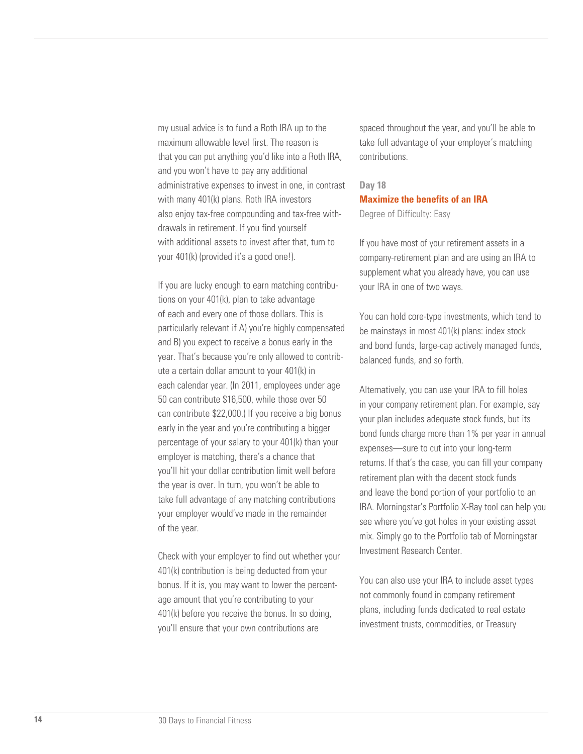my usual advice is to fund a Roth IRA up to the maximum allowable level first. The reason is that you can put anything you'd like into a Roth IRA, and you won't have to pay any additional administrative expenses to invest in one, in contrast with many 401(k) plans. Roth IRA investors also enjoy tax-free compounding and tax-free withdrawals in retirement. If you find yourself with additional assets to invest after that, turn to your 401(k) (provided it's a good one!).

If you are lucky enough to earn matching contributions on your 401(k), plan to take advantage of each and every one of those dollars. This is particularly relevant if A) you're highly compensated and B) you expect to receive a bonus early in the year. That's because you're only allowed to contribute a certain dollar amount to your 401(k) in each calendar year. (In 2011, employees under age 50 can contribute $16,500, while those over 50 can contribute $22,000.) If you receive a big bonus early in the year and you're contributing a bigger percentage of your salary to your 401(k) than your employer is matching, there's a chance that you'll hit your dollar contribution limit well before the year is over. In turn, you won't be able to take full advantage of any matching contributions your employer would've made in the remainder of the year.

Check with your employer to find out whether your 401(k) contribution is being deducted from your bonus. If it is, you may want to lower the percentage amount that you're contributing to your 401(k) before you receive the bonus. In so doing, you'll ensure that your own contributions are spaced throughout the year, and you'll be able to take full advantage of your employer's matching contributions.

## Day 18
## Maximize the benefits of an IRA

Degree of Difficulty: Easy

If you have most of your retirement assets in a company-retirement plan and are using an IRA to supplement what you already have, you can use your IRA in one of two ways.

You can hold core-type investments, which tend to be mainstays in most 401(k) plans: index stock and bond funds, large-cap actively managed funds, balanced funds, and so forth.

Alternatively, you can use your IRA to fill holes in your company retirement plan. For example, say your plan includes adequate stock funds, but its bond funds charge more than 1% per year in annual expenses—sure to cut into your long-term returns. If that's the case, you can fill your company retirement plan with the decent stock funds and leave the bond portion of your portfolio to an IRA. Morningstar's Portfolio X-Ray tool can help you see where you've got holes in your existing asset mix. Simply go to the Portfolio tab of Morningstar Investment Research Center.

You can also use your IRA to include asset types not commonly found in company retirement plans, including funds dedicated to real estate investment trusts, commodities, or Treasury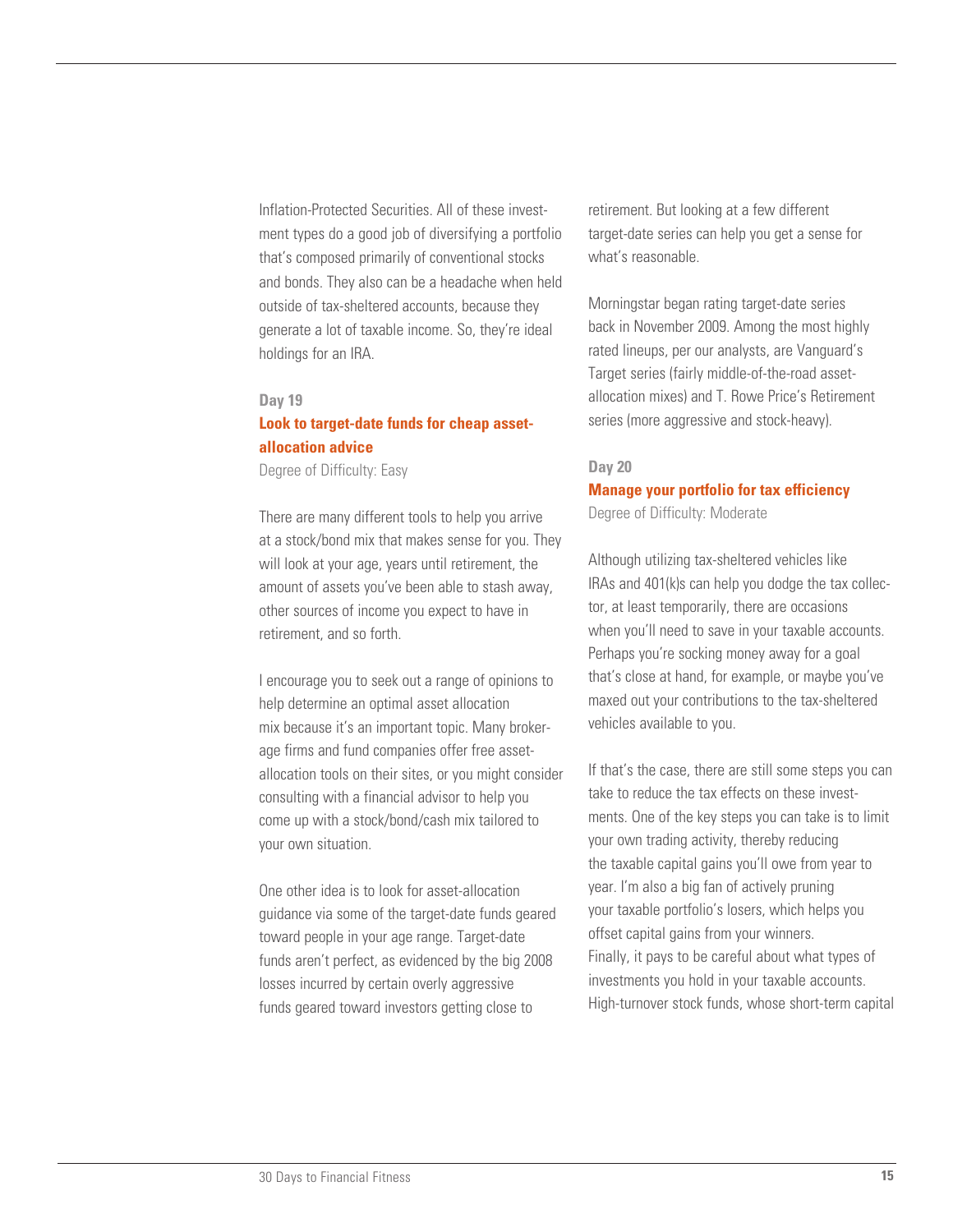Inflation-Protected Securities. All of these investment types do a good job of diversifying a portfolio that's composed primarily of conventional stocks and bonds. They also can be a headache when held outside of tax-sheltered accounts, because they generate a lot of taxable income. So, they're ideal holdings for an IRA.

**Day 19**

## Look to target-date funds for cheap asset-allocation advice

Degree of Difficulty: Easy

There are many different tools to help you arrive at a stock/bond mix that makes sense for you. They will look at your age, years until retirement, the amount of assets you've been able to stash away, other sources of income you expect to have in retirement, and so forth.

I encourage you to seek out a range of opinions to help determine an optimal asset allocation mix because it's an important topic. Many brokerage firms and fund companies offer free asset-allocation tools on their sites, or you might consider consulting with a financial advisor to help you come up with a stock/bond/cash mix tailored to your own situation.

One other idea is to look for asset-allocation guidance via some of the target-date funds geared toward people in your age range. Target-date funds aren't perfect, as evidenced by the big 2008 losses incurred by certain overly aggressive funds geared toward investors getting close to retirement. But looking at a few different target-date series can help you get a sense for what's reasonable.

Morningstar began rating target-date series back in November 2009. Among the most highly rated lineups, per our analysts, are Vanguard's Target series (fairly middle-of-the-road asset-allocation mixes) and T. Rowe Price's Retirement series (more aggressive and stock-heavy).

**Day 20**

## Manage your portfolio for tax efficiency

Degree of Difficulty: Moderate

Although utilizing tax-sheltered vehicles like IRAs and 401(k)s can help you dodge the tax collector, at least temporarily, there are occasions when you'll need to save in your taxable accounts. Perhaps you're socking money away for a goal that's close at hand, for example, or maybe you've maxed out your contributions to the tax-sheltered vehicles available to you.

If that's the case, there are still some steps you can take to reduce the tax effects on these investments. One of the key steps you can take is to limit your own trading activity, thereby reducing the taxable capital gains you'll owe from year to year. I'm also a big fan of actively pruning your taxable portfolio's losers, which helps you offset capital gains from your winners.
Finally, it pays to be careful about what types of investments you hold in your taxable accounts. High-turnover stock funds, whose short-term capital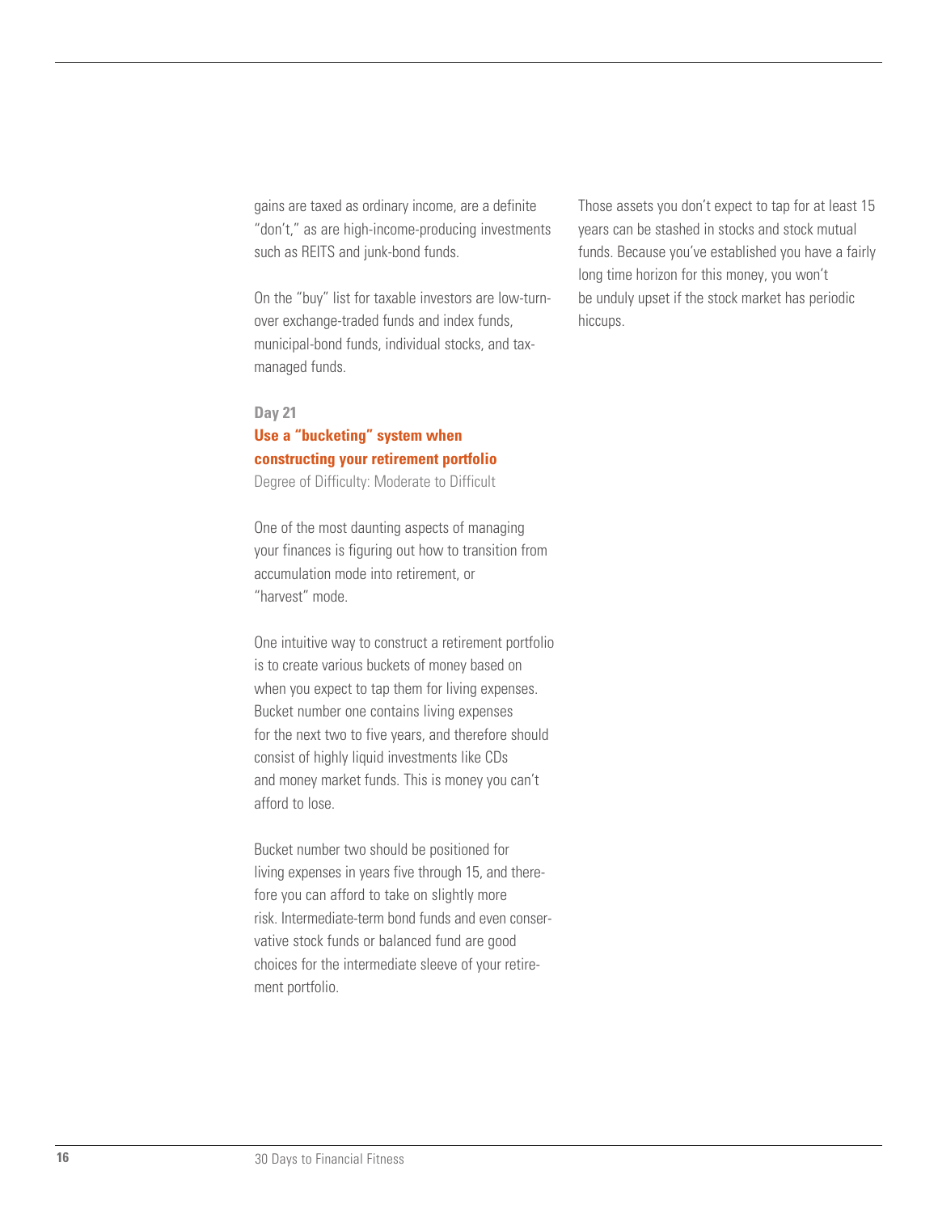gains are taxed as ordinary income, are a definite "don't," as are high-income-producing investments such as REITS and junk-bond funds.

On the "buy" list for taxable investors are low-turnover exchange-traded funds and index funds, municipal-bond funds, individual stocks, and tax-managed funds.

**Day 21**

### Use a "bucketing" system when constructing your retirement portfolio

Degree of Difficulty: Moderate to Difficult

One of the most daunting aspects of managing your finances is figuring out how to transition from accumulation mode into retirement, or "harvest" mode.

One intuitive way to construct a retirement portfolio is to create various buckets of money based on when you expect to tap them for living expenses. Bucket number one contains living expenses for the next two to five years, and therefore should consist of highly liquid investments like CDs and money market funds. This is money you can't afford to lose.

Bucket number two should be positioned for living expenses in years five through 15, and therefore you can afford to take on slightly more risk. Intermediate-term bond funds and even conservative stock funds or balanced fund are good choices for the intermediate sleeve of your retirement portfolio.

Those assets you don't expect to tap for at least 15 years can be stashed in stocks and stock mutual funds. Because you've established you have a fairly long time horizon for this money, you won't be unduly upset if the stock market has periodic hiccups.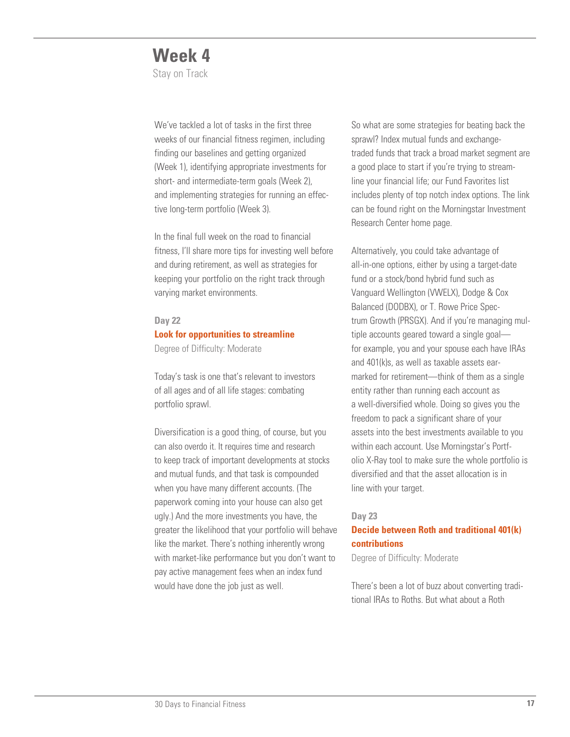# Week 4

Stay on Track

We've tackled a lot of tasks in the first three weeks of our financial fitness regimen, including finding our baselines and getting organized (Week 1), identifying appropriate investments for short- and intermediate-term goals (Week 2), and implementing strategies for running an effective long-term portfolio (Week 3).

In the final full week on the road to financial fitness, I'll share more tips for investing well before and during retirement, as well as strategies for keeping your portfolio on the right track through varying market environments.

### Day 22

### Look for opportunities to streamline

Degree of Difficulty: Moderate

Today's task is one that's relevant to investors of all ages and of all life stages: combating portfolio sprawl.

Diversification is a good thing, of course, but you can also overdo it. It requires time and research to keep track of important developments at stocks and mutual funds, and that task is compounded when you have many different accounts. (The paperwork coming into your house can also get ugly.) And the more investments you have, the greater the likelihood that your portfolio will behave like the market. There's nothing inherently wrong with market-like performance but you don't want to pay active management fees when an index fund would have done the job just as well.

So what are some strategies for beating back the sprawl? Index mutual funds and exchange-traded funds that track a broad market segment are a good place to start if you're trying to streamline your financial life; our Fund Favorites list includes plenty of top notch index options. The link can be found right on the Morningstar Investment Research Center home page.

Alternatively, you could take advantage of all-in-one options, either by using a target-date fund or a stock/bond hybrid fund such as Vanguard Wellington (VWELX), Dodge & Cox Balanced (DODBX), or T. Rowe Price Spectrum Growth (PRSGX). And if you're managing multiple accounts geared toward a single goal—for example, you and your spouse each have IRAs and 401(k)s, as well as taxable assets earmarked for retirement—think of them as a single entity rather than running each account as a well-diversified whole. Doing so gives you the freedom to pack a significant share of your assets into the best investments available to you within each account. Use Morningstar's Portfolio X-Ray tool to make sure the whole portfolio is diversified and that the asset allocation is in line with your target.

### Day 23

### Decide between Roth and traditional 401(k) contributions

Degree of Difficulty: Moderate

There's been a lot of buzz about converting traditional IRAs to Roths. But what about a Roth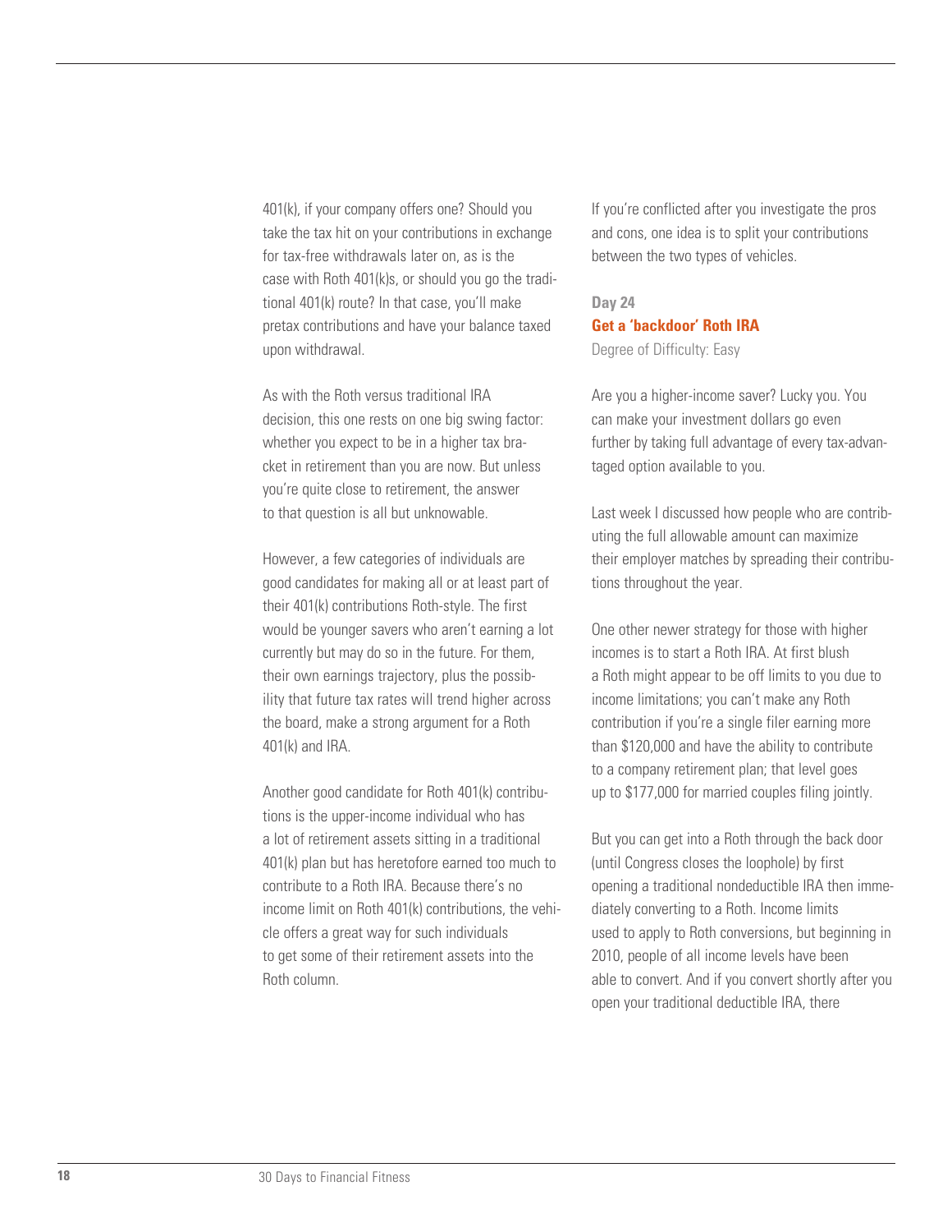401(k), if your company offers one? Should you take the tax hit on your contributions in exchange for tax-free withdrawals later on, as is the case with Roth 401(k)s, or should you go the traditional 401(k) route? In that case, you'll make pretax contributions and have your balance taxed upon withdrawal.

As with the Roth versus traditional IRA decision, this one rests on one big swing factor: whether you expect to be in a higher tax bracket in retirement than you are now. But unless you're quite close to retirement, the answer to that question is all but unknowable.

However, a few categories of individuals are good candidates for making all or at least part of their 401(k) contributions Roth-style. The first would be younger savers who aren't earning a lot currently but may do so in the future. For them, their own earnings trajectory, plus the possibility that future tax rates will trend higher across the board, make a strong argument for a Roth 401(k) and IRA.

Another good candidate for Roth 401(k) contributions is the upper-income individual who has a lot of retirement assets sitting in a traditional 401(k) plan but has heretofore earned too much to contribute to a Roth IRA. Because there's no income limit on Roth 401(k) contributions, the vehicle offers a great way for such individuals to get some of their retirement assets into the Roth column.

If you're conflicted after you investigate the pros and cons, one idea is to split your contributions between the two types of vehicles.

**Day 24**

## Get a 'backdoor' Roth IRA

Degree of Difficulty: Easy

Are you a higher-income saver? Lucky you. You can make your investment dollars go even further by taking full advantage of every tax-advantaged option available to you.

Last week I discussed how people who are contributing the full allowable amount can maximize their employer matches by spreading their contributions throughout the year.

One other newer strategy for those with higher incomes is to start a Roth IRA. At first blush a Roth might appear to be off limits to you due to income limitations; you can't make any Roth contribution if you're a single filer earning more than $120,000 and have the ability to contribute to a company retirement plan; that level goes up to $177,000 for married couples filing jointly.

But you can get into a Roth through the back door (until Congress closes the loophole) by first opening a traditional nondeductible IRA then immediately converting to a Roth. Income limits used to apply to Roth conversions, but beginning in 2010, people of all income levels have been able to convert. And if you convert shortly after you open your traditional deductible IRA, there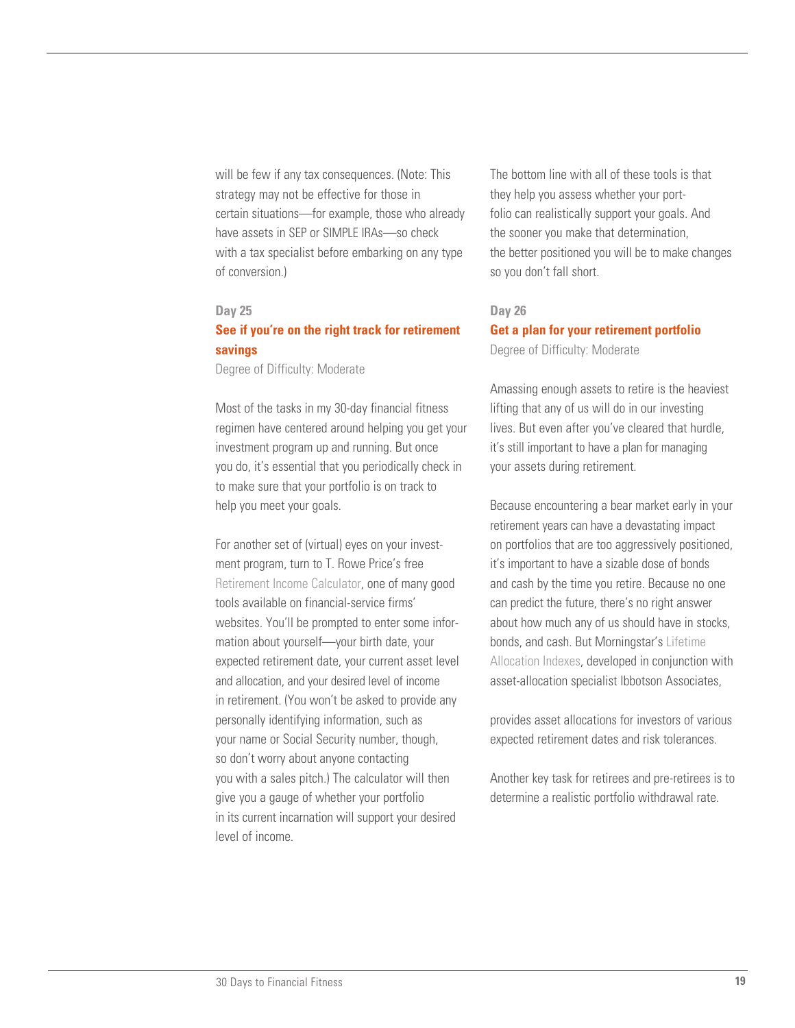will be few if any tax consequences. (Note: This strategy may not be effective for those in certain situations—for example, those who already have assets in SEP or SIMPLE IRAs—so check with a tax specialist before embarking on any type of conversion.)

**Day 25**

### See if you're on the right track for retirement savings

Degree of Difficulty: Moderate

Most of the tasks in my 30-day financial fitness regimen have centered around helping you get your investment program up and running. But once you do, it's essential that you periodically check in to make sure that your portfolio is on track to help you meet your goals.

For another set of (virtual) eyes on your investment program, turn to T. Rowe Price's free Retirement Income Calculator, one of many good tools available on financial-service firms' websites. You'll be prompted to enter some information about yourself—your birth date, your expected retirement date, your current asset level and allocation, and your desired level of income in retirement. (You won't be asked to provide any personally identifying information, such as your name or Social Security number, though, so don't worry about anyone contacting you with a sales pitch.) The calculator will then give you a gauge of whether your portfolio in its current incarnation will support your desired level of income.

The bottom line with all of these tools is that they help you assess whether your portfolio can realistically support your goals. And the sooner you make that determination, the better positioned you will be to make changes so you don't fall short.

**Day 26**

### Get a plan for your retirement portfolio

Degree of Difficulty: Moderate

Amassing enough assets to retire is the heaviest lifting that any of us will do in our investing lives. But even after you've cleared that hurdle, it's still important to have a plan for managing your assets during retirement.

Because encountering a bear market early in your retirement years can have a devastating impact on portfolios that are too aggressively positioned, it's important to have a sizable dose of bonds and cash by the time you retire. Because no one can predict the future, there's no right answer about how much any of us should have in stocks, bonds, and cash. But Morningstar's Lifetime Allocation Indexes, developed in conjunction with asset-allocation specialist Ibbotson Associates, provides asset allocations for investors of various expected retirement dates and risk tolerances.

Another key task for retirees and pre-retirees is to determine a realistic portfolio withdrawal rate.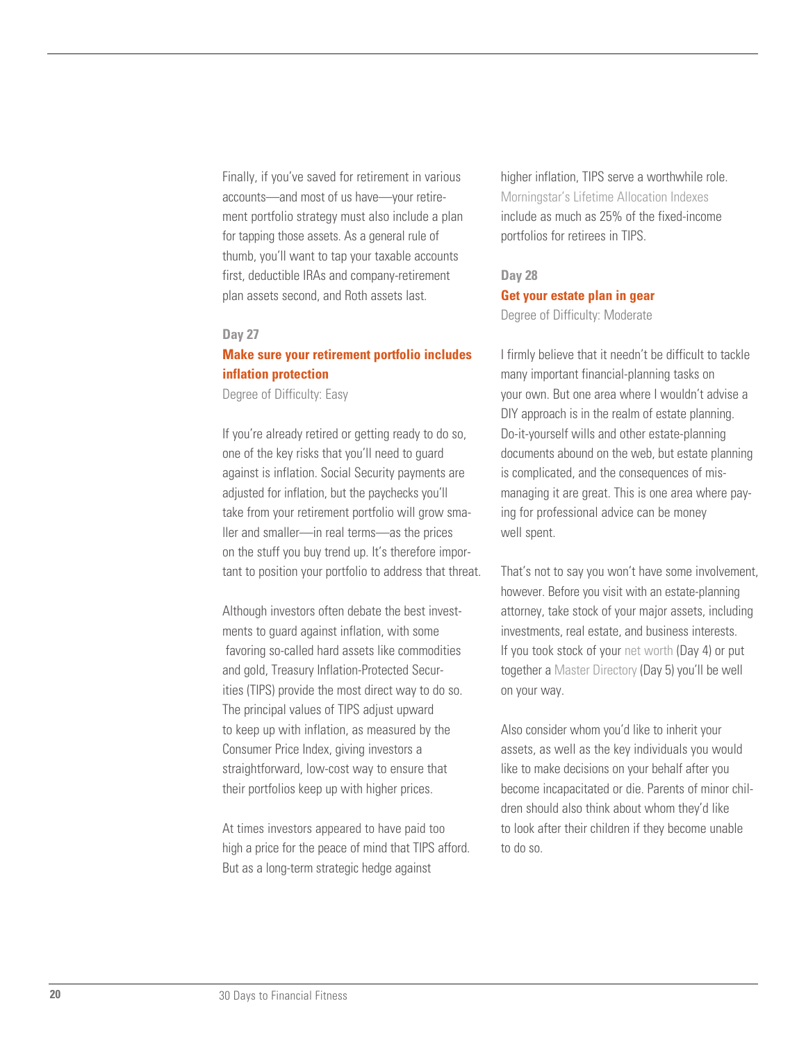Finally, if you've saved for retirement in various accounts—and most of us have—your retirement portfolio strategy must also include a plan for tapping those assets. As a general rule of thumb, you'll want to tap your taxable accounts first, deductible IRAs and company-retirement plan assets second, and Roth assets last.

### Day 27

## Make sure your retirement portfolio includes inflation protection

Degree of Difficulty: Easy

If you're already retired or getting ready to do so, one of the key risks that you'll need to guard against is inflation. Social Security payments are adjusted for inflation, but the paychecks you'll take from your retirement portfolio will grow smaller and smaller—in real terms—as the prices on the stuff you buy trend up. It's therefore important to position your portfolio to address that threat.

Although investors often debate the best investments to guard against inflation, with some favoring so-called hard assets like commodities and gold, Treasury Inflation-Protected Securities (TIPS) provide the most direct way to do so. The principal values of TIPS adjust upward to keep up with inflation, as measured by the Consumer Price Index, giving investors a straightforward, low-cost way to ensure that their portfolios keep up with higher prices.

At times investors appeared to have paid too high a price for the peace of mind that TIPS afford. But as a long-term strategic hedge against higher inflation, TIPS serve a worthwhile role. Morningstar's Lifetime Allocation Indexes include as much as 25% of the fixed-income portfolios for retirees in TIPS.

### Day 28

## Get your estate plan in gear

Degree of Difficulty: Moderate

I firmly believe that it needn't be difficult to tackle many important financial-planning tasks on your own. But one area where I wouldn't advise a DIY approach is in the realm of estate planning. Do-it-yourself wills and other estate-planning documents abound on the web, but estate planning is complicated, and the consequences of mismanaging it are great. This is one area where paying for professional advice can be money well spent.

That's not to say you won't have some involvement, however. Before you visit with an estate-planning attorney, take stock of your major assets, including investments, real estate, and business interests. If you took stock of your net worth (Day 4) or put together a Master Directory (Day 5) you'll be well on your way.

Also consider whom you'd like to inherit your assets, as well as the key individuals you would like to make decisions on your behalf after you become incapacitated or die. Parents of minor children should also think about whom they'd like to look after their children if they become unable to do so.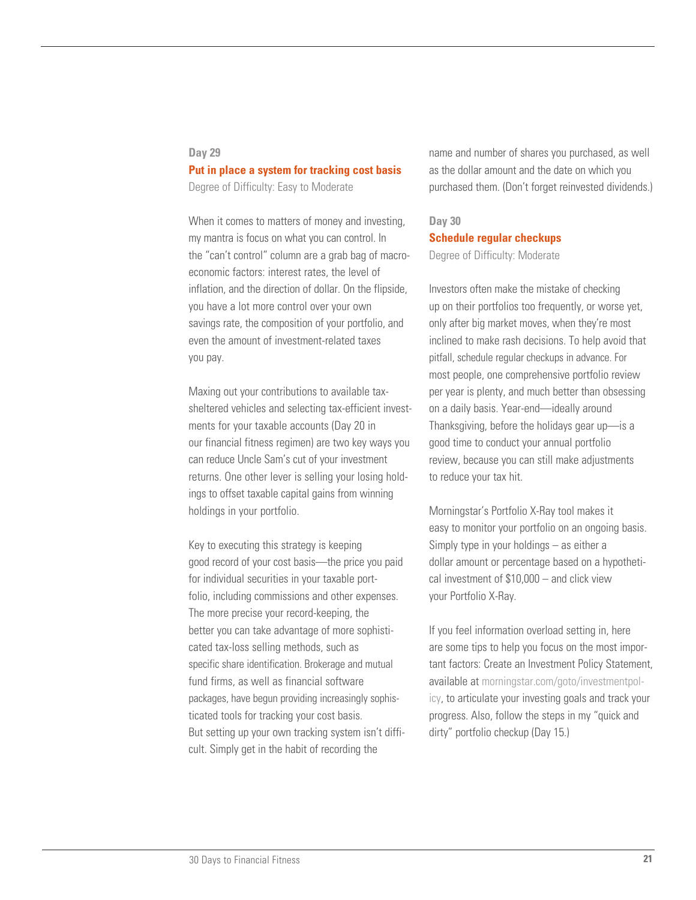### Day 29

## Put in place a system for tracking cost basis

Degree of Difficulty: Easy to Moderate

When it comes to matters of money and investing, my mantra is focus on what you can control. In the "can't control" column are a grab bag of macroeconomic factors: interest rates, the level of inflation, and the direction of dollar. On the flipside, you have a lot more control over your own savings rate, the composition of your portfolio, and even the amount of investment-related taxes you pay.

Maxing out your contributions to available tax-sheltered vehicles and selecting tax-efficient investments for your taxable accounts (Day 20 in our financial fitness regimen) are two key ways you can reduce Uncle Sam's cut of your investment returns. One other lever is selling your losing holdings to offset taxable capital gains from winning holdings in your portfolio.

Key to executing this strategy is keeping good record of your cost basis—the price you paid for individual securities in your taxable portfolio, including commissions and other expenses. The more precise your record-keeping, the better you can take advantage of more sophisticated tax-loss selling methods, such as specific share identification. Brokerage and mutual fund firms, as well as financial software packages, have begun providing increasingly sophisticated tools for tracking your cost basis. But setting up your own tracking system isn't difficult. Simply get in the habit of recording the name and number of shares you purchased, as well as the dollar amount and the date on which you purchased them. (Don't forget reinvested dividends.)

### Day 30

## Schedule regular checkups

Degree of Difficulty: Moderate

Investors often make the mistake of checking up on their portfolios too frequently, or worse yet, only after big market moves, when they're most inclined to make rash decisions. To help avoid that pitfall, schedule regular checkups in advance. For most people, one comprehensive portfolio review per year is plenty, and much better than obsessing on a daily basis. Year-end—ideally around Thanksgiving, before the holidays gear up—is a good time to conduct your annual portfolio review, because you can still make adjustments to reduce your tax hit.

Morningstar's Portfolio X-Ray tool makes it easy to monitor your portfolio on an ongoing basis. Simply type in your holdings – as either a dollar amount or percentage based on a hypothetical investment of $10,000 – and click view your Portfolio X-Ray.

If you feel information overload setting in, here are some tips to help you focus on the most important factors: Create an Investment Policy Statement, available at morningstar.com/goto/investmentpolicy, to articulate your investing goals and track your progress. Also, follow the steps in my "quick and dirty" portfolio checkup (Day 15.)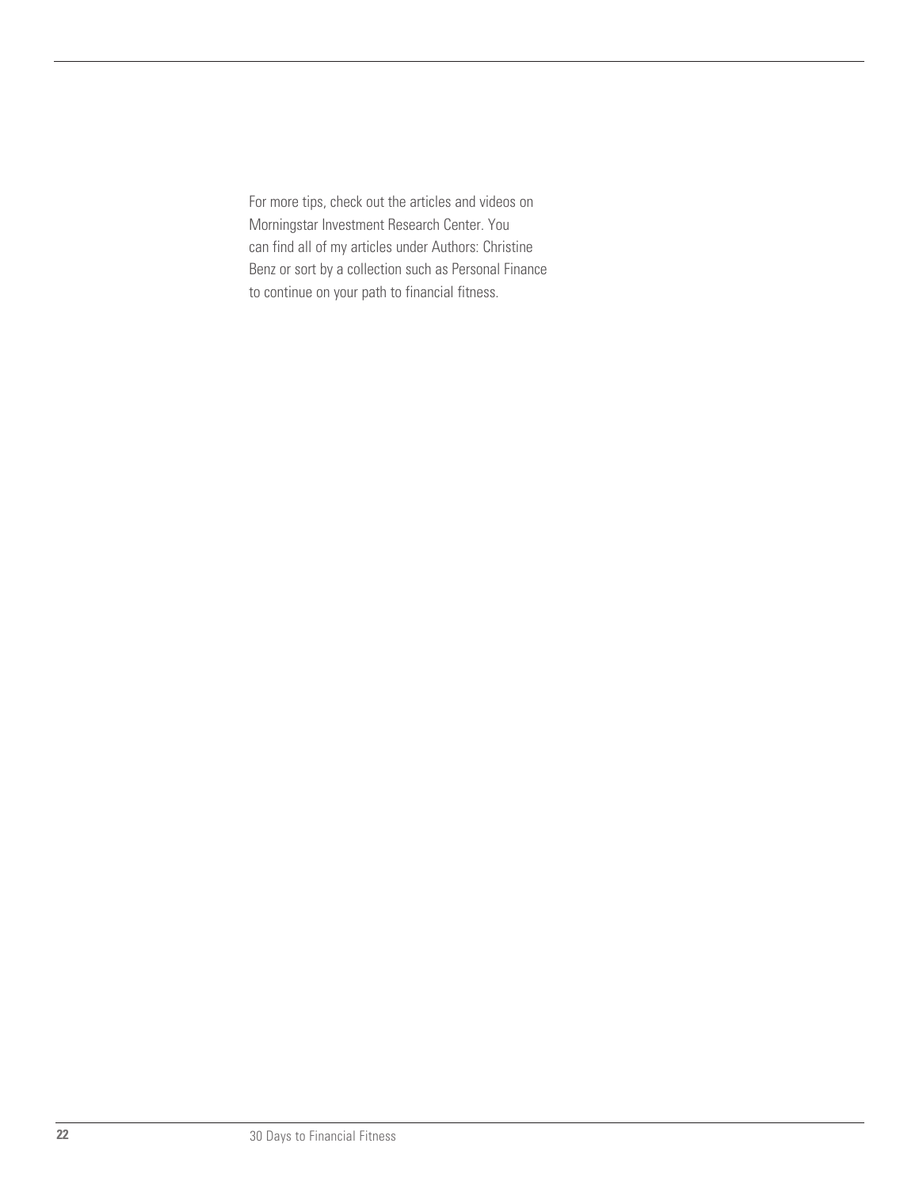For more tips, check out the articles and videos on Morningstar Investment Research Center. You can find all of my articles under Authors: Christine Benz or sort by a collection such as Personal Finance to continue on your path to financial fitness.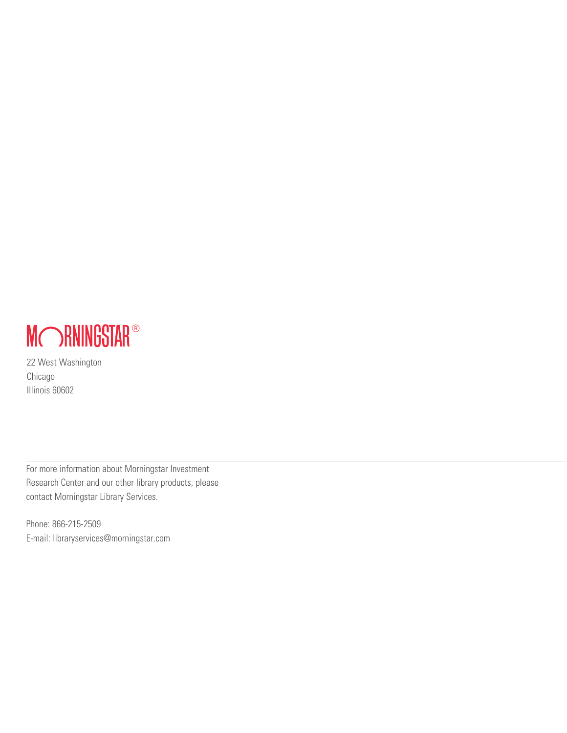MORNINGSTAR®

22 West Washington
Chicago
Illinois 60602

---

For more information about Morningstar Investment Research Center and our other library products, please contact Morningstar Library Services.

Phone: 866-215-2509
E-mail: libraryservices@morningstar.com